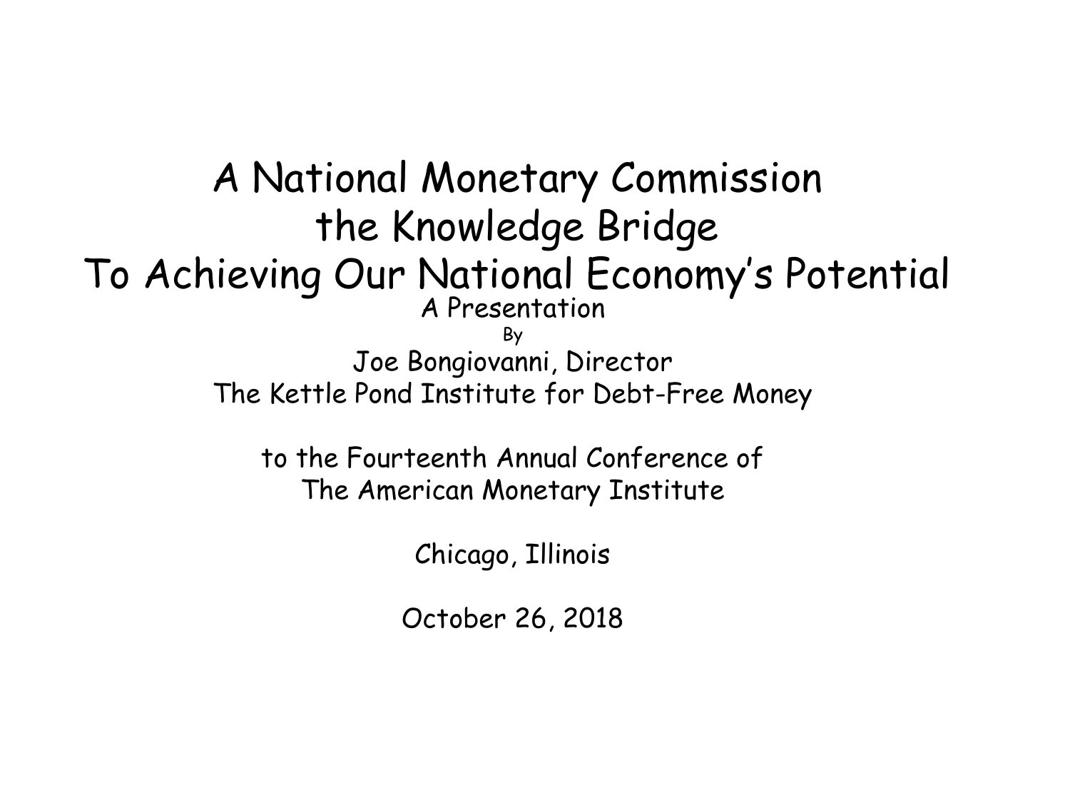# A National Monetary Commission the Knowledge Bridge To Achieving Our National Economy's Potential

A Presentation

By

Joe Bongiovanni, Director

The Kettle Pond Institute for Debt-Free Money

to the Fourteenth Annual Conference of

The American Monetary Institute

Chicago, Illinois

October 26, 2018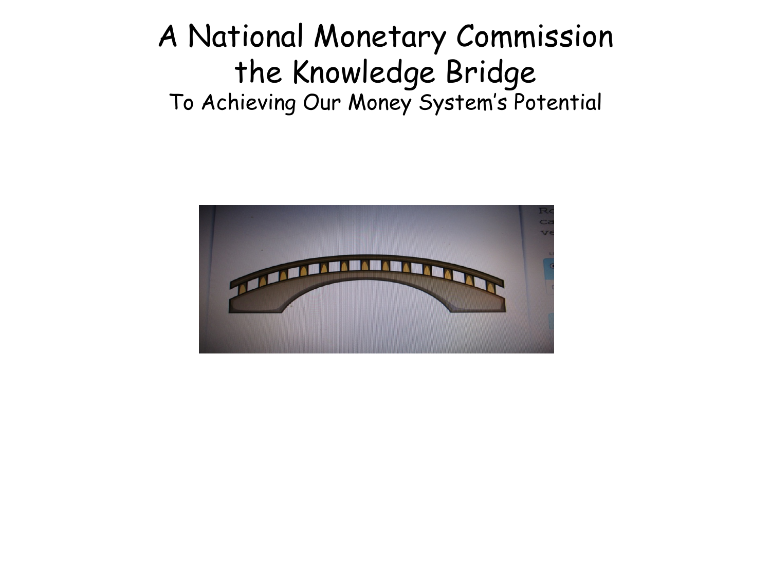# A National Monetary Commission the Knowledge Bridge

To Achieving Our Money System's Potential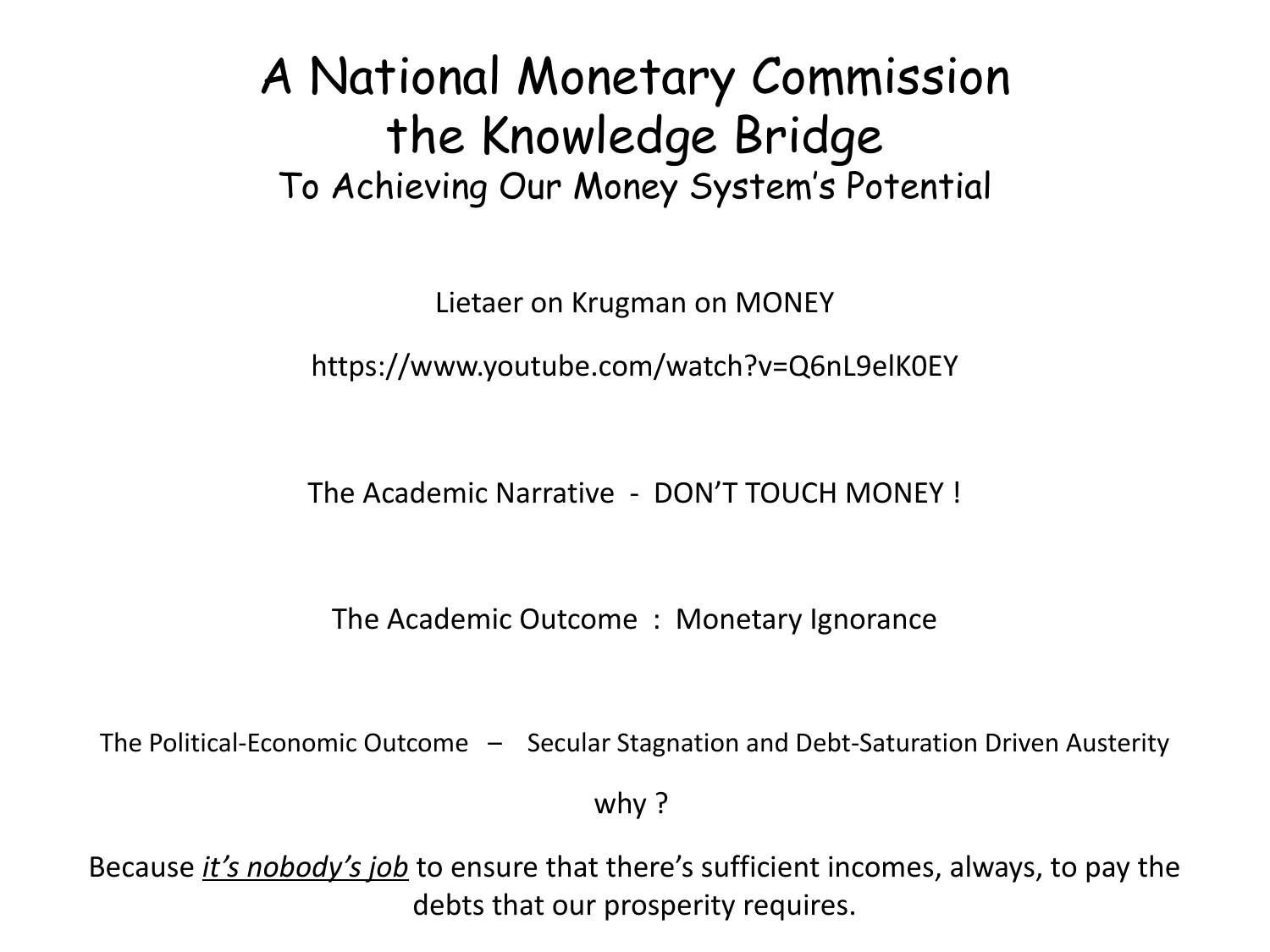# A National Monetary Commission the Knowledge Bridge

## To Achieving Our Money System's Potential

Lietaer on Krugman on MONEY

https://www.youtube.com/watch?v=Q6nL9elK0EY

The Academic Narrative - DON'T TOUCH MONEY !

The Academic Outcome : Monetary Ignorance

The Political-Economic Outcome – Secular Stagnation and Debt-Saturation Driven Austerity

why ?

Because ***it's nobody's job*** to ensure that there's sufficient incomes, always, to pay the debts that our prosperity requires.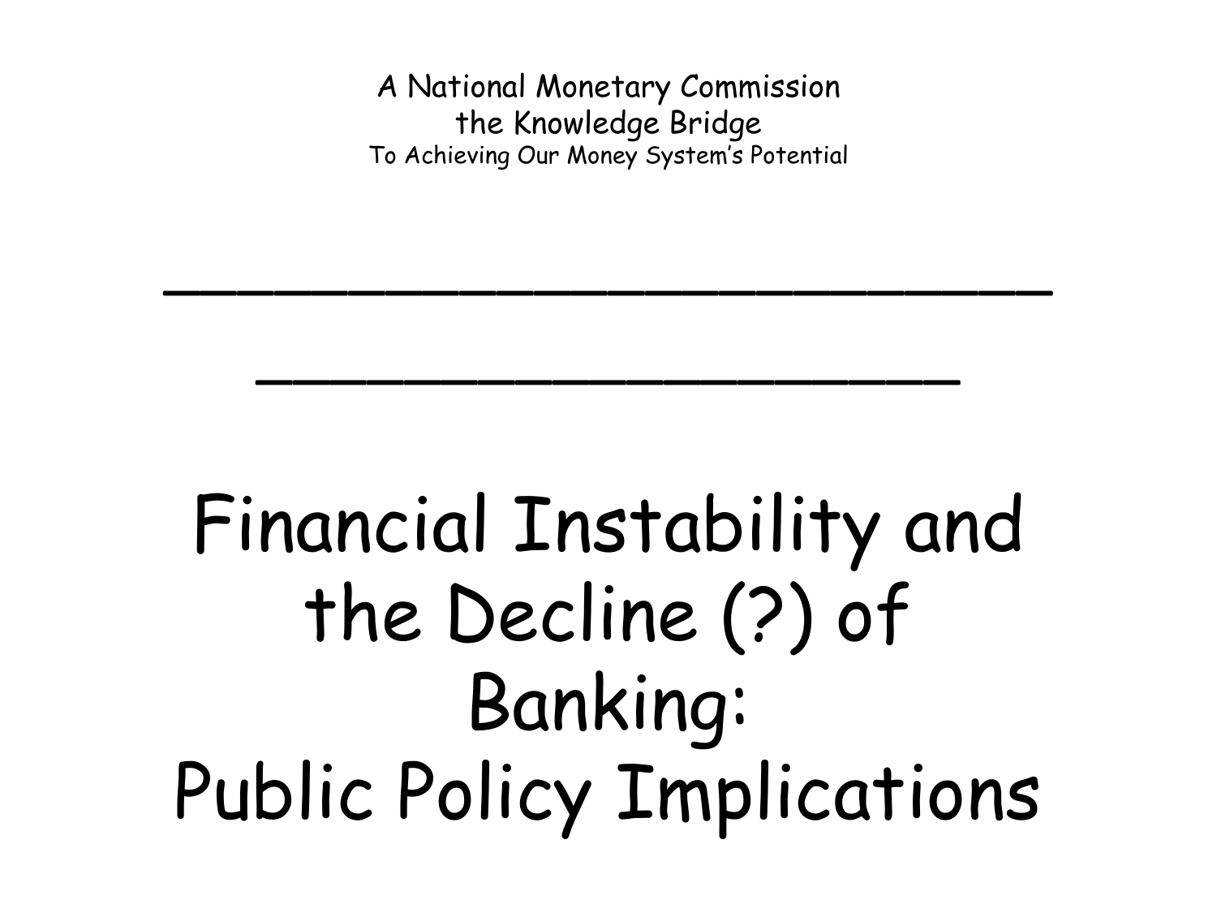A National Monetary Commission
the Knowledge Bridge
To Achieving Our Money System's Potential

---

---

# Financial Instability and the Decline (?) of Banking: Public Policy Implications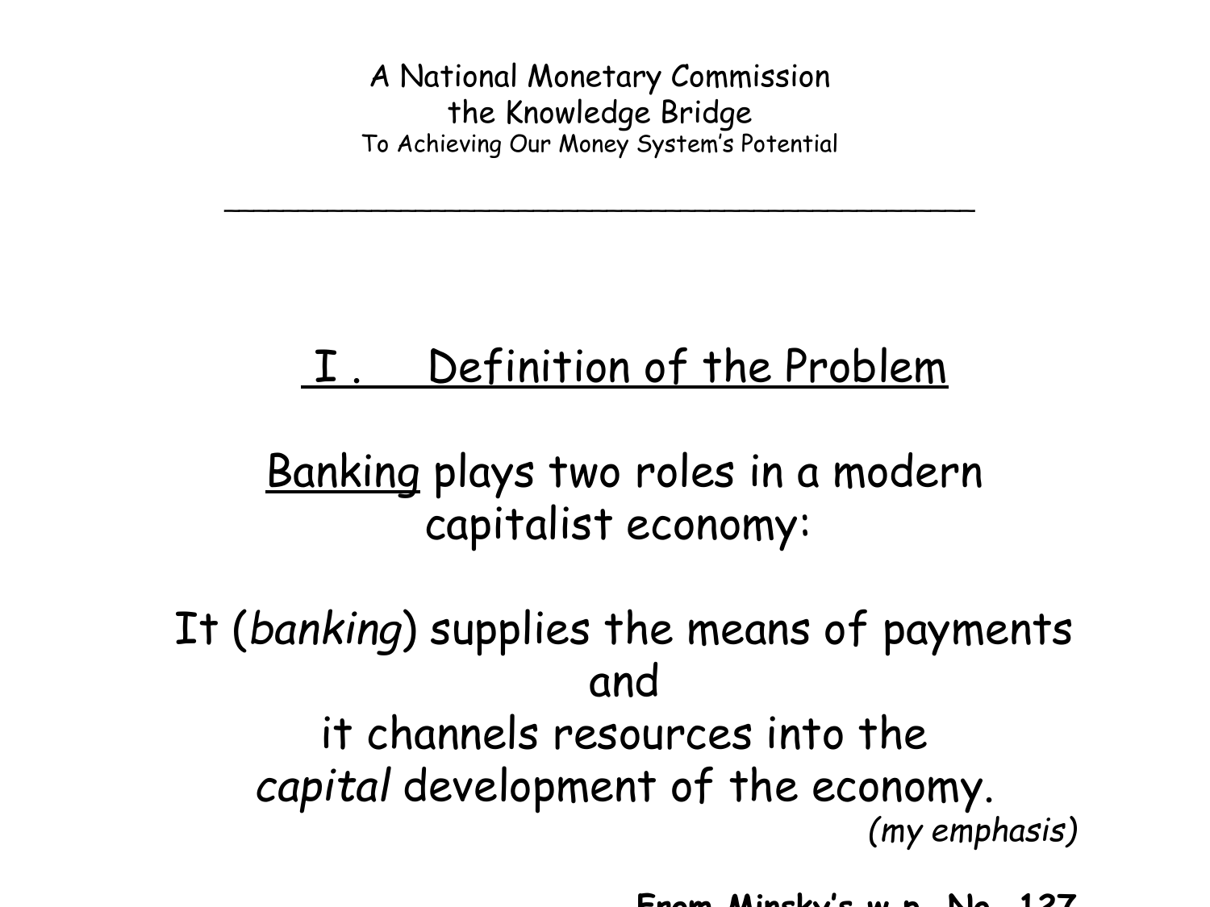## I. Definition of the Problem

<u>Banking</u> plays two roles in a modern capitalist economy:

It (*banking*) supplies the means of payments
and
it channels resources into the
*capital* development of the economy.

*(my emphasis)*

**From Minsky's w.p. No. 127**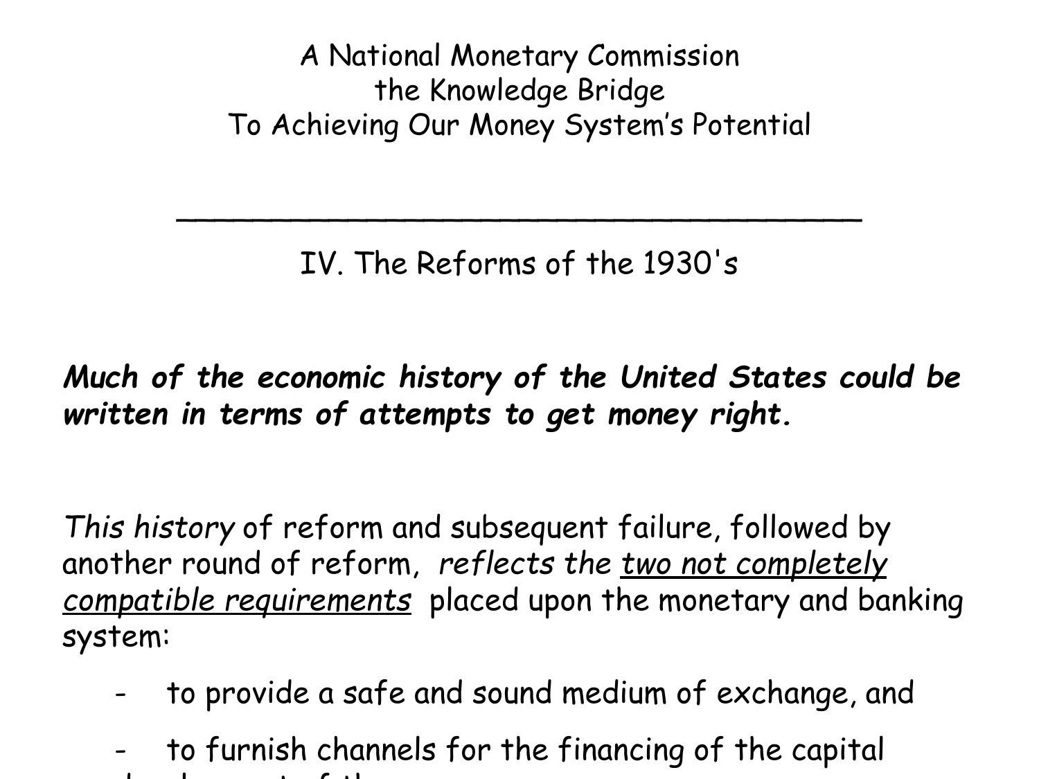A National Monetary Commission
the Knowledge Bridge
To Achieving Our Money System's Potential

---

## IV. The Reforms of the 1930's

***Much of the economic history of the United States could be written in terms of attempts to get money right.***

*This history* of reform and subsequent failure, followed by another round of reform, *reflects the* <u>*two not completely compatible requirements*</u> placed upon the monetary and banking system:

- to provide a safe and sound medium of exchange, and
- to furnish channels for the financing of the capital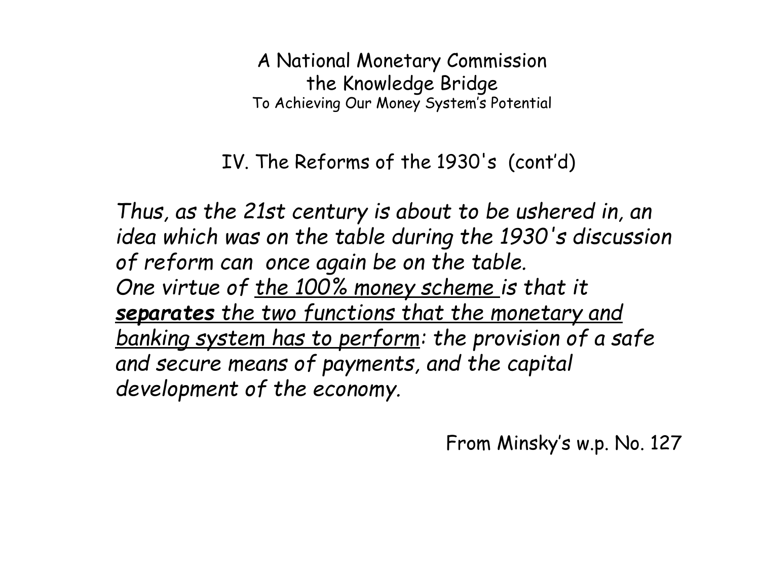A National Monetary Commission
the Knowledge Bridge
To Achieving Our Money System's Potential

## IV. The Reforms of the 1930's (cont'd)

*Thus, as the 21st century is about to be ushered in, an idea which was on the table during the 1930's discussion of reform can once again be on the table.*
*One virtue of <u>the 100% money scheme</u> is that it <u>**separates** the two functions that the monetary and banking system has to perform</u>: the provision of a safe and secure means of payments, and the capital development of the economy.*

From Minsky's w.p. No. 127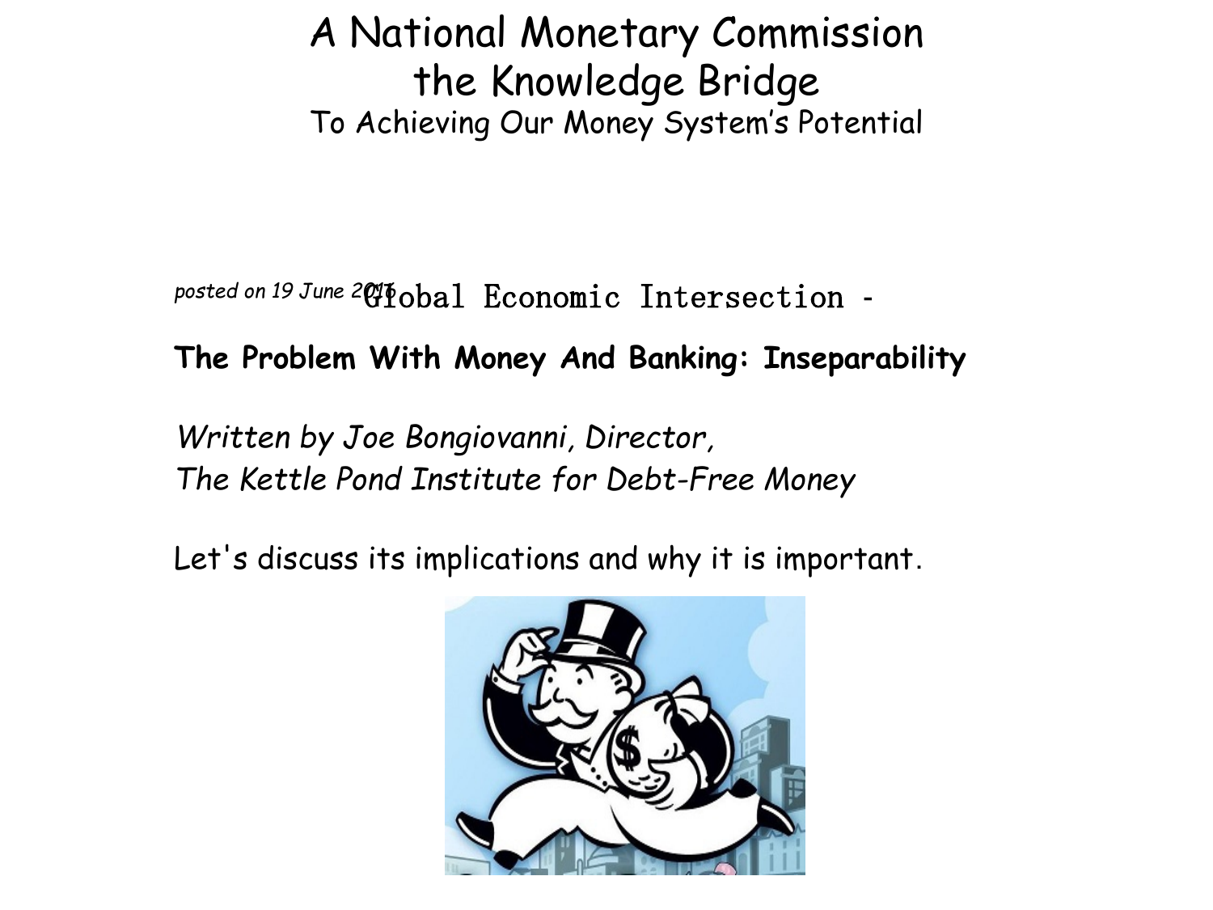# A National Monetary Commission
# the Knowledge Bridge
## To Achieving Our Money System's Potential

*posted on 19 June 2016* Global Economic Intersection -

**The Problem With Money And Banking: Inseparability**

*Written by Joe Bongiovanni, Director,*
*The Kettle Pond Institute for Debt-Free Money*

Let's discuss its implications and why it is important.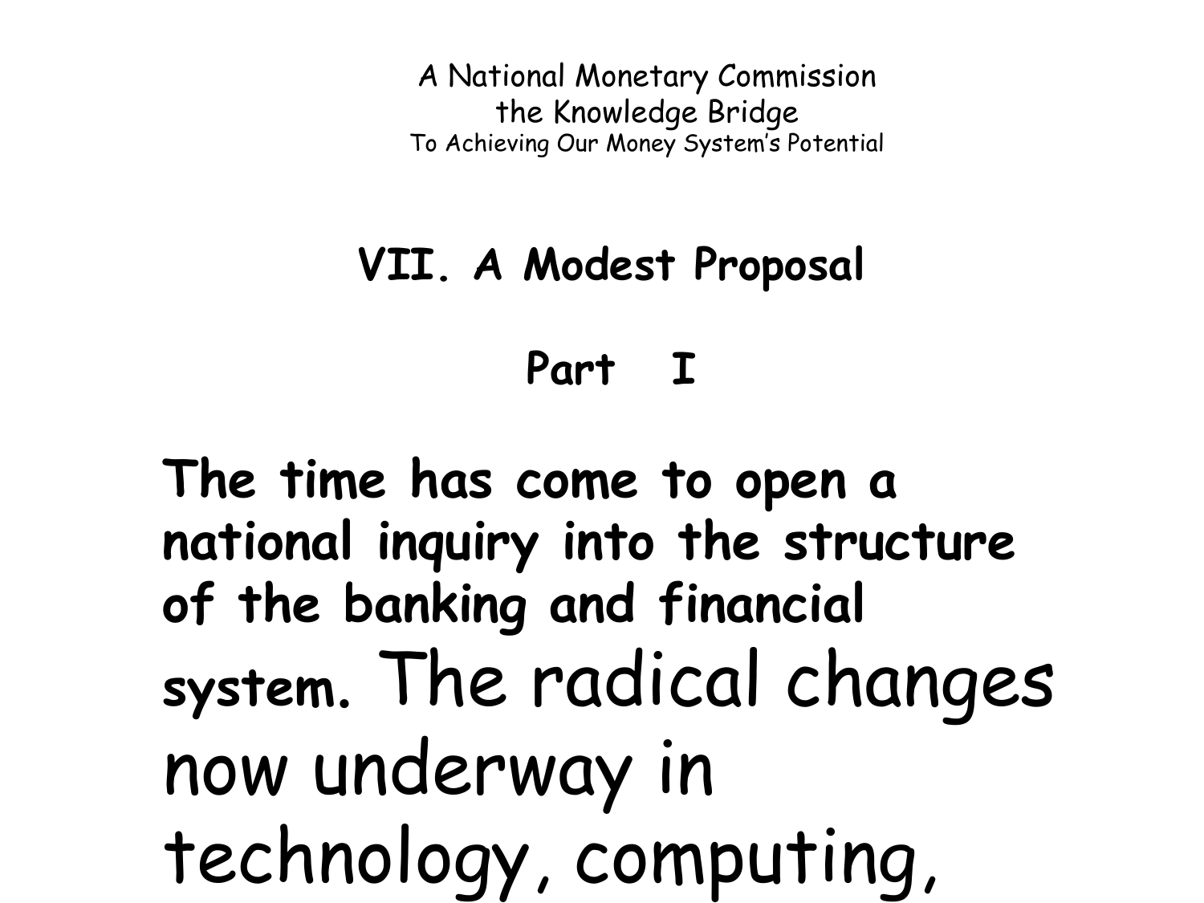A National Monetary Commission
the Knowledge Bridge
To Achieving Our Money System's Potential

## VII. A Modest Proposal

## Part I

**The time has come to open a national inquiry into the structure of the banking and financial system.** The radical changes now underway in technology, computing,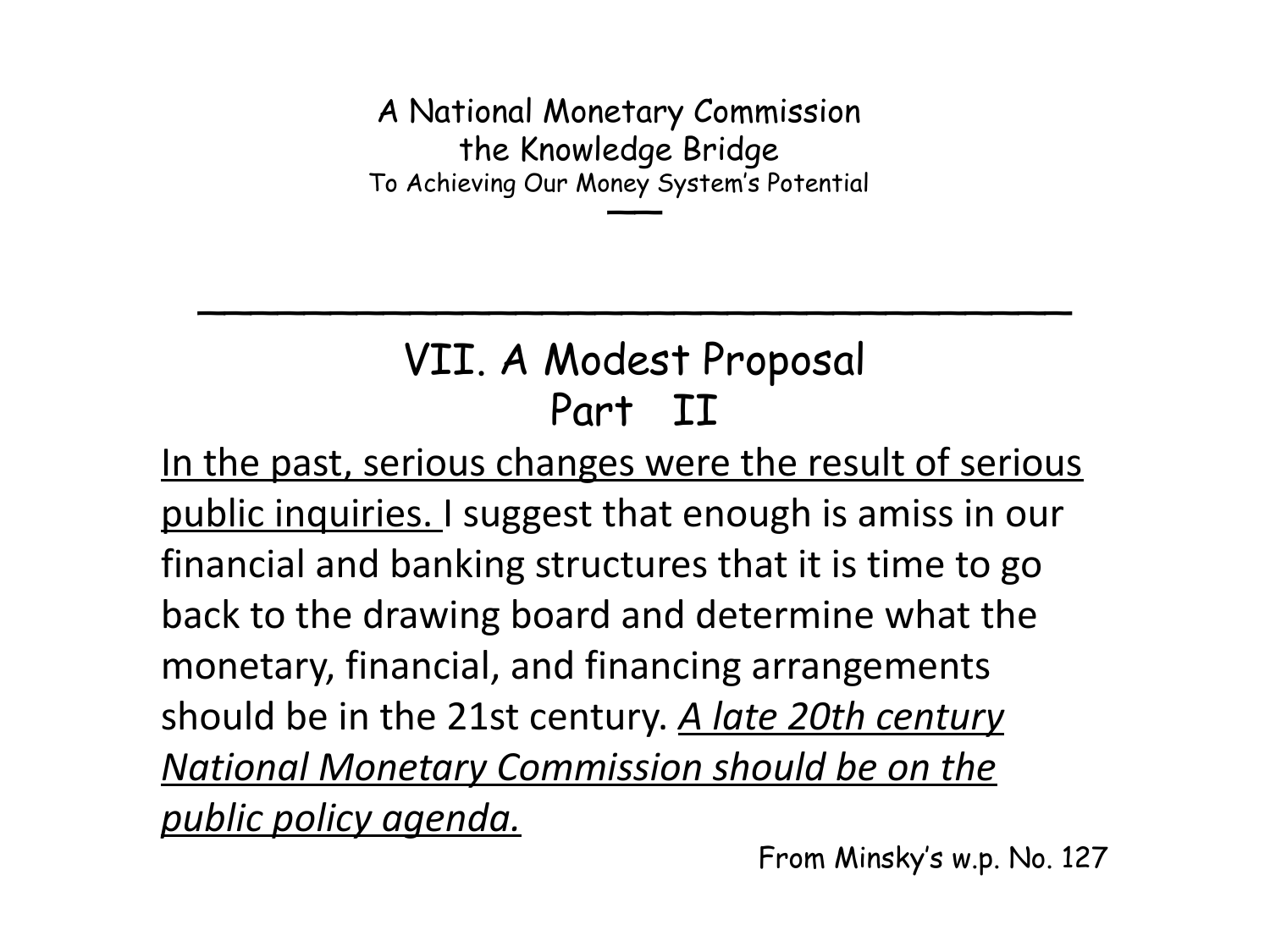A National Monetary Commission
the Knowledge Bridge
To Achieving Our Money System's Potential

---

## VII. A Modest Proposal
## Part II

In the past, serious changes were the result of serious public inquiries. I suggest that enough is amiss in our financial and banking structures that it is time to go back to the drawing board and determine what the monetary, financial, and financing arrangements should be in the 21st century. *A late 20th century National Monetary Commission should be on the public policy agenda.*

From Minsky's w.p. No. 127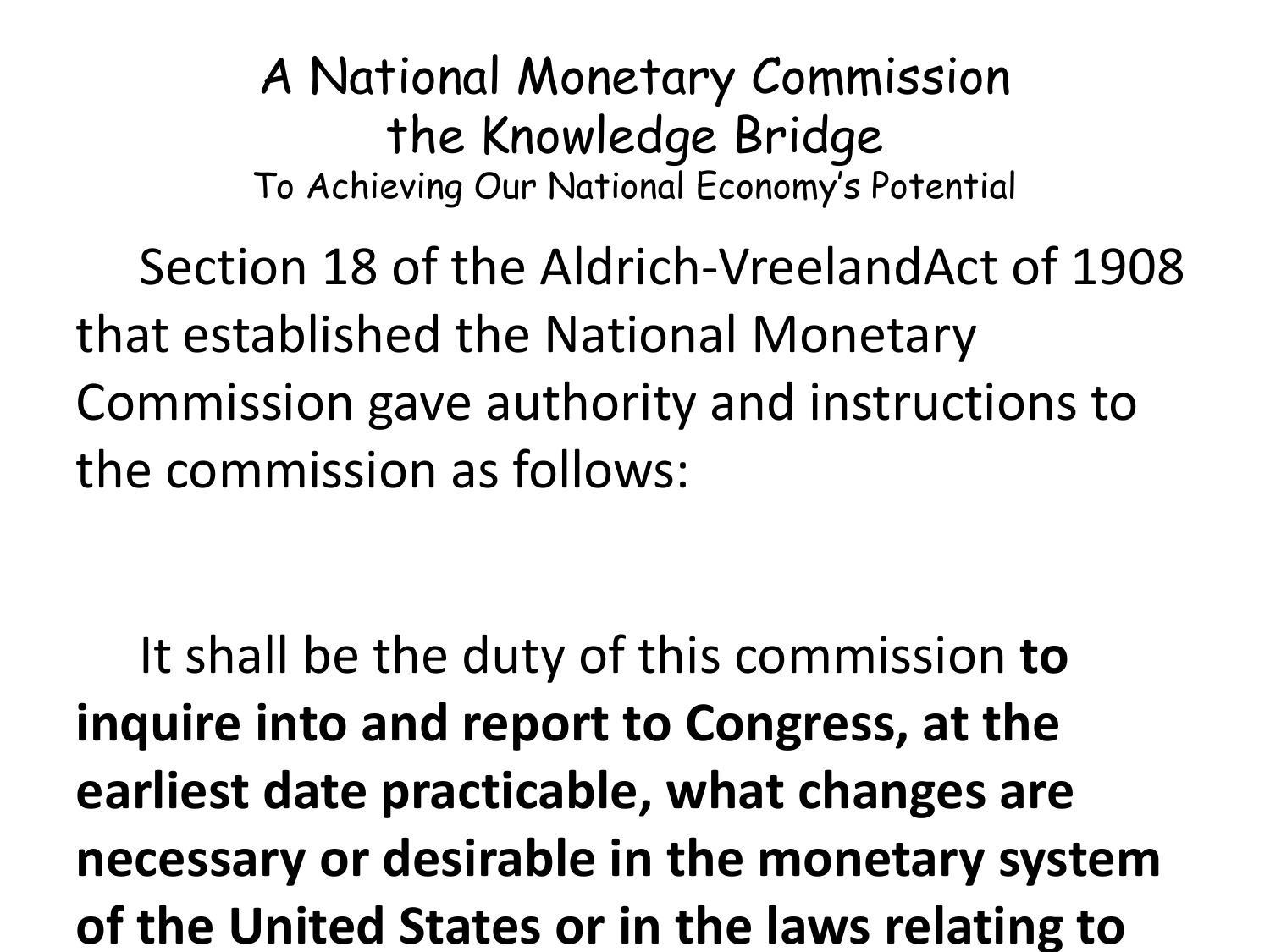# A National Monetary Commission the Knowledge Bridge

To Achieving Our National Economy's Potential

Section 18 of the Aldrich-VreelandAct of 1908 that established the National Monetary Commission gave authority and instructions to the commission as follows:

It shall be the duty of this commission **to inquire into and report to Congress, at the earliest date practicable, what changes are necessary or desirable in the monetary system of the United States or in the laws relating to**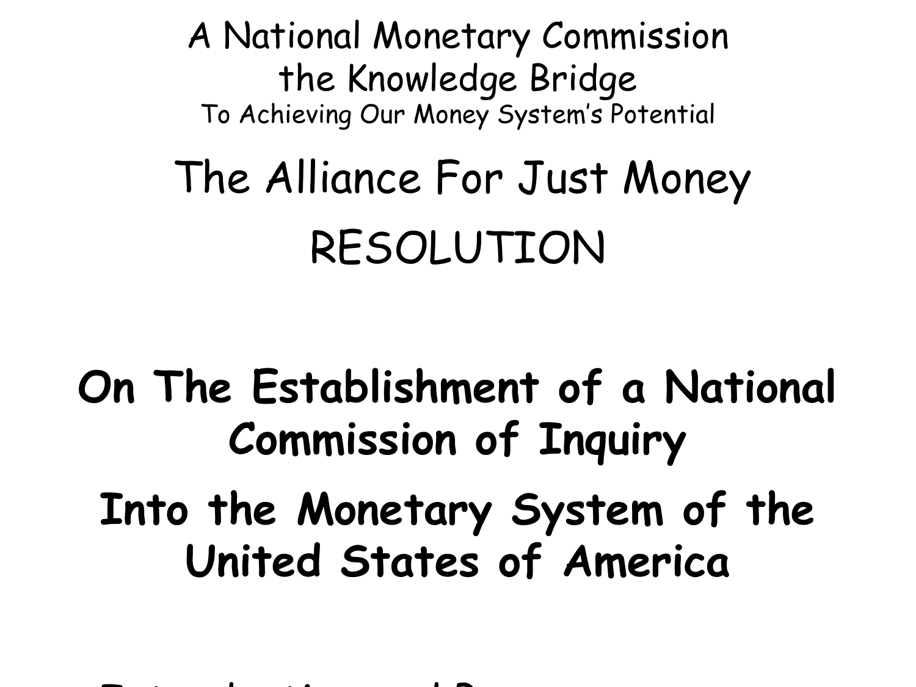A National Monetary Commission
the Knowledge Bridge
To Achieving Our Money System's Potential

# The Alliance For Just Money

# RESOLUTION

## On The Establishment of a National Commission of Inquiry

## Into the Monetary System of the United States of America